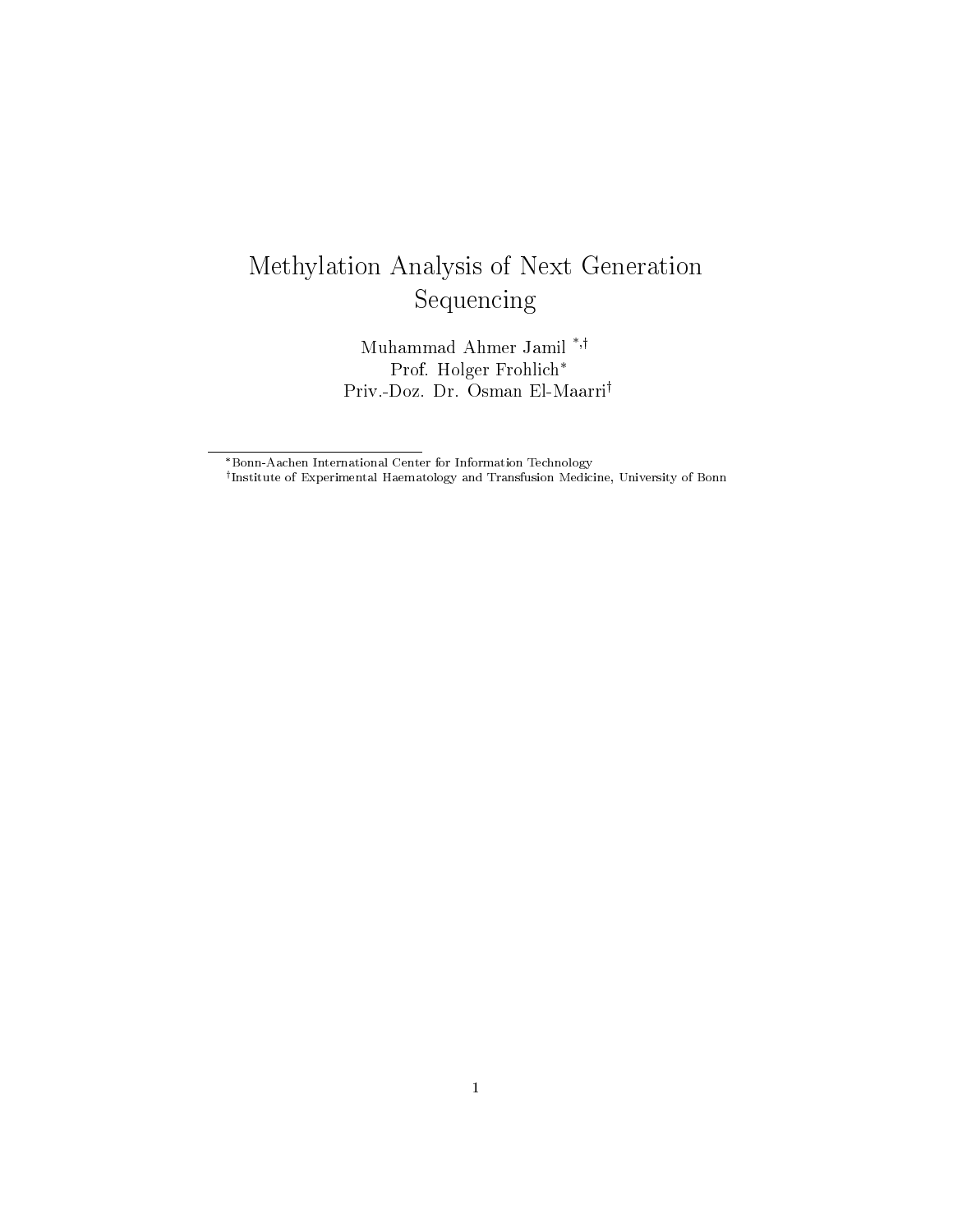# Methylation Analysis of Next Generation Sequencing

Muhammad Ahmer Jamil [*,†]
Prof. Holger Frohlich [*]
Priv.-Doz. Dr. Osman El-Maarri [†]

[*] Bonn-Aachen International Center for Information Technology
[†] Institute of Experimental Haematology and Transfusion Medicine, University of Bonn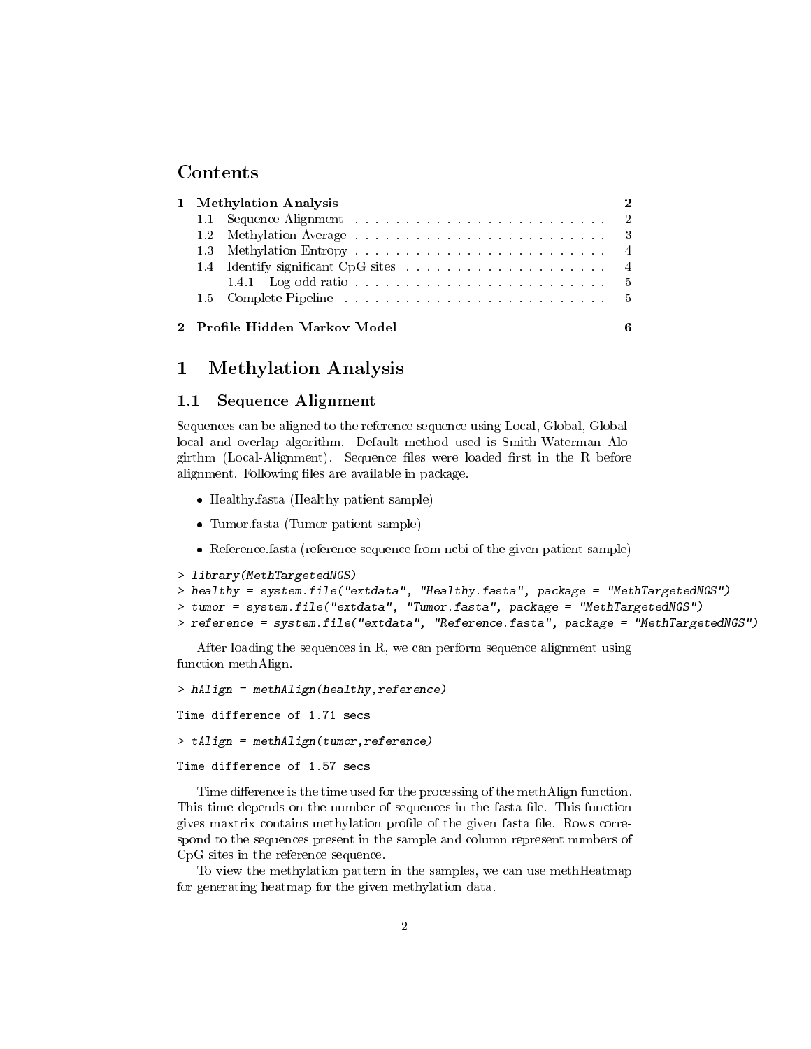# Contents

| | | |
|---|---|---|
| **1** | **Methylation Analysis** | **2** |
| | 1.1 Sequence Alignment | 2 |
| | 1.2 Methylation Average | 3 |
| | 1.3 Methylation Entropy | 4 |
| | 1.4 Identify significant CpG sites | 4 |
| | 1.4.1 Log odd ratio | 5 |
| | 1.5 Complete Pipeline | 5 |
| **2** | **Profile Hidden Markov Model** | **6** |

# 1 Methylation Analysis

## 1.1 Sequence Alignment

Sequences can be aligned to the reference sequence using Local, Global, Global-local and overlap algorithm. Default method used is Smith-Waterman Alogirthm (Local-Alignment). Sequence files were loaded first in the R before alignment. Following files are available in package.

- Healthy.fasta (Healthy patient sample)
- Tumor.fasta (Tumor patient sample)
- Reference.fasta (reference sequence from ncbi of the given patient sample)

```
> library(MethTargetedNGS)
> healthy = system.file("extdata", "Healthy.fasta", package = "MethTargetedNGS")
> tumor = system.file("extdata", "Tumor.fasta", package = "MethTargetedNGS")
> reference = system.file("extdata", "Reference.fasta", package = "MethTargetedNGS")
```

After loading the sequences in R, we can perform sequence alignment using function methAlign.

```
> hAlign = methAlign(healthy,reference)

Time difference of 1.71 secs

> tAlign = methAlign(tumor,reference)

Time difference of 1.57 secs
```

Time difference is the time used for the processing of the methAlign function. This time depends on the number of sequences in the fasta file. This function gives maxtrix contains methylation profile of the given fasta file. Rows correspond to the sequences present in the sample and column represent numbers of CpG sites in the reference sequence.

To view the methylation pattern in the samples, we can use methHeatmap for generating heatmap for the given methylation data.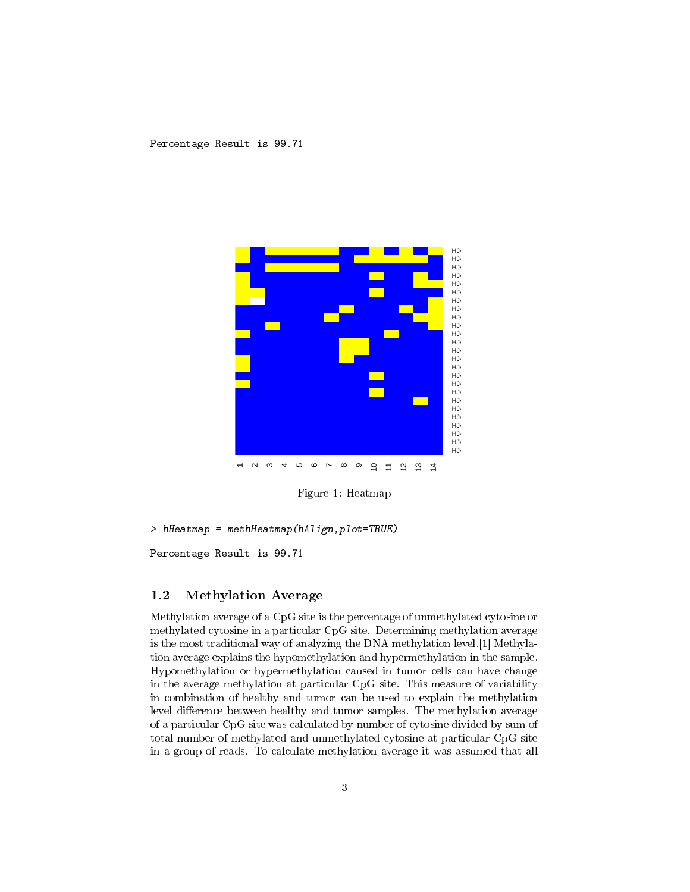```
Percentage Result is 99.71
```

Figure 1: Heatmap

```
> hHeatmap = methHeatmap(hAlign,plot=TRUE)
```

```
Percentage Result is 99.71
```

## 1.2 Methylation Average

Methylation average of a CpG site is the percentage of unmethylated cytosine or methylated cytosine in a particular CpG site. Determining methylation average is the most traditional way of analyzing the DNA methylation level.[1] Methylation average explains the hypomethylation and hypermethylation in the sample. Hypomethylation or hypermethylation caused in tumor cells can have change in the average methylation at particular CpG site. This measure of variability in combination of healthy and tumor can be used to explain the methylation level difference between healthy and tumor samples. The methylation average of a particular CpG site was calculated by number of cytosine divided by sum of total number of methylated and unmethylated cytosine at particular CpG site in a group of reads. To calculate methylation average it was assumed that all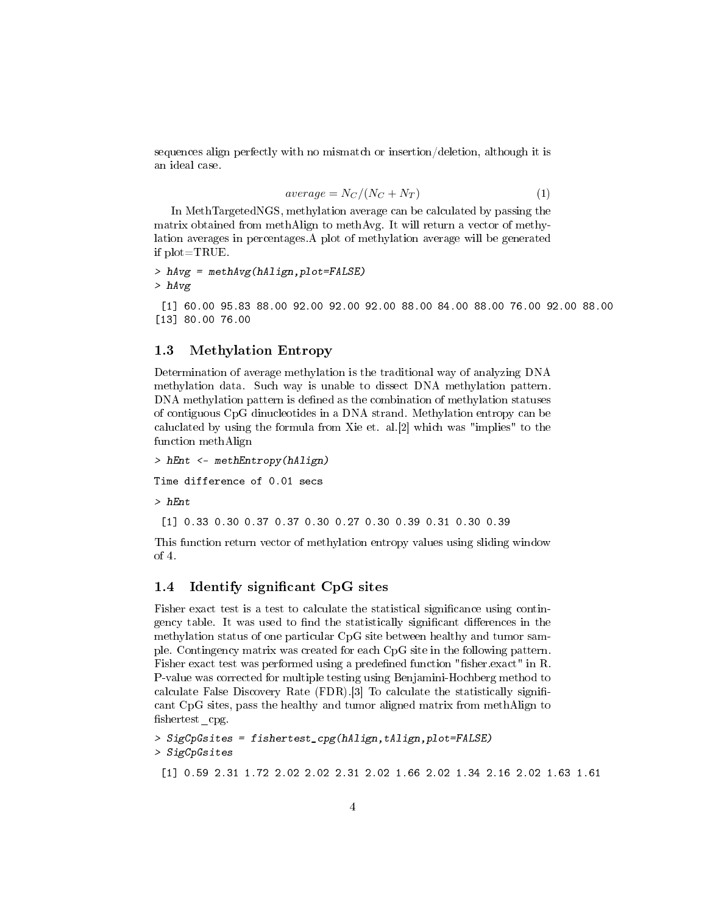sequences align perfectly with no mismatch or insertion/deletion, although it is an ideal case.

$$average = N_C/(N_C + N_T) \tag{1}$$

In MethTargetedNGS, methylation average can be calculated by passing the matrix obtained from methAlign to methAvg. It will return a vector of methylation averages in percentages.A plot of methylation average will be generated if plot=TRUE.

```
> hAvg = methAvg(hAlign,plot=FALSE)
> hAvg

 [1] 60.00 95.83 88.00 92.00 92.00 92.00 88.00 84.00 88.00 76.00 92.00 88.00
[13] 80.00 76.00
```

### 1.3 Methylation Entropy

Determination of average methylation is the traditional way of analyzing DNA methylation data. Such way is unable to dissect DNA methylation pattern. DNA methylation pattern is defined as the combination of methylation statuses of contiguous CpG dinucleotides in a DNA strand. Methylation entropy can be caluclated by using the formula from Xie et. al.[2] which was "implies" to the function methAlign

```
> hEnt <- methEntropy(hAlign)

Time difference of 0.01 secs

> hEnt

 [1] 0.33 0.30 0.37 0.37 0.30 0.27 0.30 0.39 0.31 0.30 0.39
```

This function return vector of methylation entropy values using sliding window of 4.

### 1.4 Identify significant CpG sites

Fisher exact test is a test to calculate the statistical significance using contingency table. It was used to find the statistically significant differences in the methylation status of one particular CpG site between healthy and tumor sample. Contingency matrix was created for each CpG site in the following pattern. Fisher exact test was performed using a predefined function "fisher.exact" in R. P-value was corrected for multiple testing using Benjamini-Hochberg method to calculate False Discovery Rate (FDR).[3] To calculate the statistically significant CpG sites, pass the healthy and tumor aligned matrix from methAlign to fishertest_cpg.

```
> SigCpGsites = fishertest_cpg(hAlign,tAlign,plot=FALSE)
> SigCpGsites

 [1] 0.59 2.31 1.72 2.02 2.02 2.31 2.02 1.66 2.02 1.34 2.16 2.02 1.63 1.61
```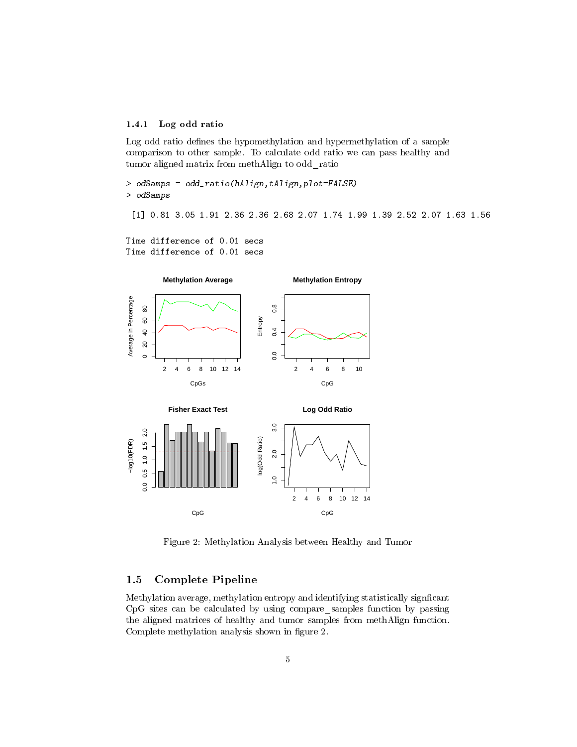### 1.4.1 Log odd ratio

Log odd ratio defines the hypomethylation and hypermethylation of a sample comparison to other sample. To calculate odd ratio we can pass healthy and tumor aligned matrix from methAlign to odd_ratio

```
> odSamps = odd_ratio(hAlign,tAlign,plot=FALSE)
> odSamps
```

```
 [1] 0.81 3.05 1.91 2.36 2.36 2.68 2.07 1.74 1.99 1.39 2.52 2.07 1.63 1.56
```

```
Time difference of 0.01 secs
Time difference of 0.01 secs
```

Figure 2: Methylation Analysis between Healthy and Tumor

## 1.5 Complete Pipeline

Methylation average, methylation entropy and identifying statistically signficant CpG sites can be calculated by using compare_samples function by passing the aligned matrices of healthy and tumor samples from methAlign function. Complete methylation analysis shown in figure 2.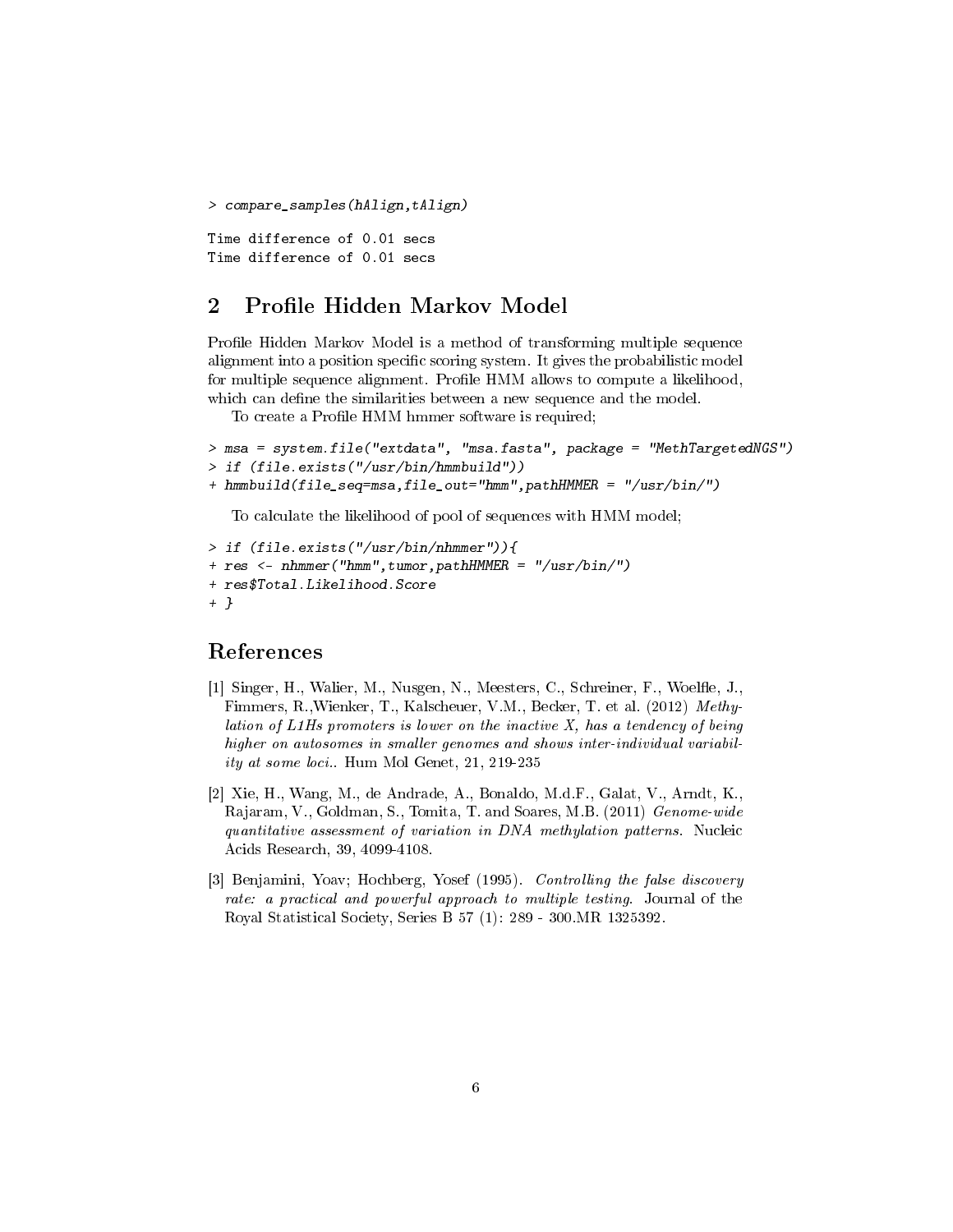```
> compare_samples(hAlign,tAlign)

Time difference of 0.01 secs
Time difference of 0.01 secs
```

## 2 Profile Hidden Markov Model

Profile Hidden Markov Model is a method of transforming multiple sequence alignment into a position specific scoring system. It gives the probabilistic model for multiple sequence alignment. Profile HMM allows to compute a likelihood, which can define the similarities between a new sequence and the model.

To create a Profile HMM hmmer software is required;

```
> msa = system.file("extdata", "msa.fasta", package = "MethTargetedNGS")
> if (file.exists("/usr/bin/hmmbuild"))
+ hmmbuild(file_seq=msa,file_out="hmm",pathHMMER = "/usr/bin/")
```

To calculate the likelihood of pool of sequences with HMM model;

```
> if (file.exists("/usr/bin/nhmmer")){
+ res <- nhmmer("hmm",tumor,pathHMMER = "/usr/bin/")
+ res$Total.Likelihood.Score
+ }
```

## References

[1] Singer, H., Walier, M., Nusgen, N., Meesters, C., Schreiner, F., Woelfle, J., Fimmers, R.,Wienker, T., Kalscheuer, V.M., Becker, T. et al. (2012) *Methylation of L1Hs promoters is lower on the inactive X, has a tendency of being higher on autosomes in smaller genomes and shows inter-individual variability at some loci.*. Hum Mol Genet, 21, 219-235

[2] Xie, H., Wang, M., de Andrade, A., Bonaldo, M.d.F., Galat, V., Arndt, K., Rajaram, V., Goldman, S., Tomita, T. and Soares, M.B. (2011) *Genome-wide quantitative assessment of variation in DNA methylation patterns*. Nucleic Acids Research, 39, 4099-4108.

[3] Benjamini, Yoav; Hochberg, Yosef (1995). *Controlling the false discovery rate: a practical and powerful approach to multiple testing*. Journal of the Royal Statistical Society, Series B 57 (1): 289 - 300.MR 1325392.